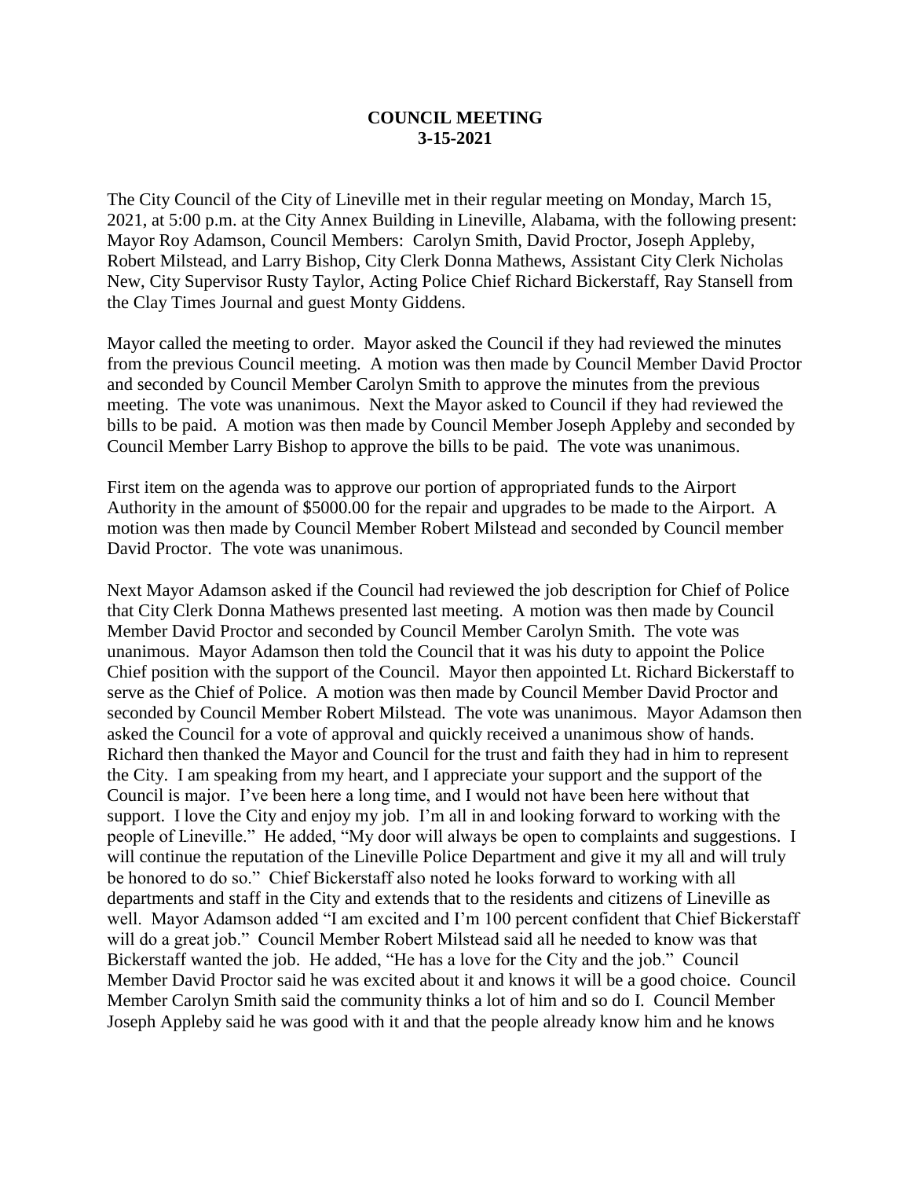**COUNCIL MEETING**
**3-15-2021**

The City Council of the City of Lineville met in their regular meeting on Monday, March 15, 2021, at 5:00 p.m. at the City Annex Building in Lineville, Alabama, with the following present: Mayor Roy Adamson, Council Members: Carolyn Smith, David Proctor, Joseph Appleby, Robert Milstead, and Larry Bishop, City Clerk Donna Mathews, Assistant City Clerk Nicholas New, City Supervisor Rusty Taylor, Acting Police Chief Richard Bickerstaff, Ray Stansell from the Clay Times Journal and guest Monty Giddens.

Mayor called the meeting to order. Mayor asked the Council if they had reviewed the minutes from the previous Council meeting. A motion was then made by Council Member David Proctor and seconded by Council Member Carolyn Smith to approve the minutes from the previous meeting. The vote was unanimous. Next the Mayor asked to Council if they had reviewed the bills to be paid. A motion was then made by Council Member Joseph Appleby and seconded by Council Member Larry Bishop to approve the bills to be paid. The vote was unanimous.

First item on the agenda was to approve our portion of appropriated funds to the Airport Authority in the amount of $5000.00 for the repair and upgrades to be made to the Airport. A motion was then made by Council Member Robert Milstead and seconded by Council member David Proctor. The vote was unanimous.

Next Mayor Adamson asked if the Council had reviewed the job description for Chief of Police that City Clerk Donna Mathews presented last meeting. A motion was then made by Council Member David Proctor and seconded by Council Member Carolyn Smith. The vote was unanimous. Mayor Adamson then told the Council that it was his duty to appoint the Police Chief position with the support of the Council. Mayor then appointed Lt. Richard Bickerstaff to serve as the Chief of Police. A motion was then made by Council Member David Proctor and seconded by Council Member Robert Milstead. The vote was unanimous. Mayor Adamson then asked the Council for a vote of approval and quickly received a unanimous show of hands. Richard then thanked the Mayor and Council for the trust and faith they had in him to represent the City. I am speaking from my heart, and I appreciate your support and the support of the Council is major. I've been here a long time, and I would not have been here without that support. I love the City and enjoy my job. I'm all in and looking forward to working with the people of Lineville." He added, "My door will always be open to complaints and suggestions. I will continue the reputation of the Lineville Police Department and give it my all and will truly be honored to do so." Chief Bickerstaff also noted he looks forward to working with all departments and staff in the City and extends that to the residents and citizens of Lineville as well. Mayor Adamson added "I am excited and I'm 100 percent confident that Chief Bickerstaff will do a great job." Council Member Robert Milstead said all he needed to know was that Bickerstaff wanted the job. He added, "He has a love for the City and the job." Council Member David Proctor said he was excited about it and knows it will be a good choice. Council Member Carolyn Smith said the community thinks a lot of him and so do I. Council Member Joseph Appleby said he was good with it and that the people already know him and he knows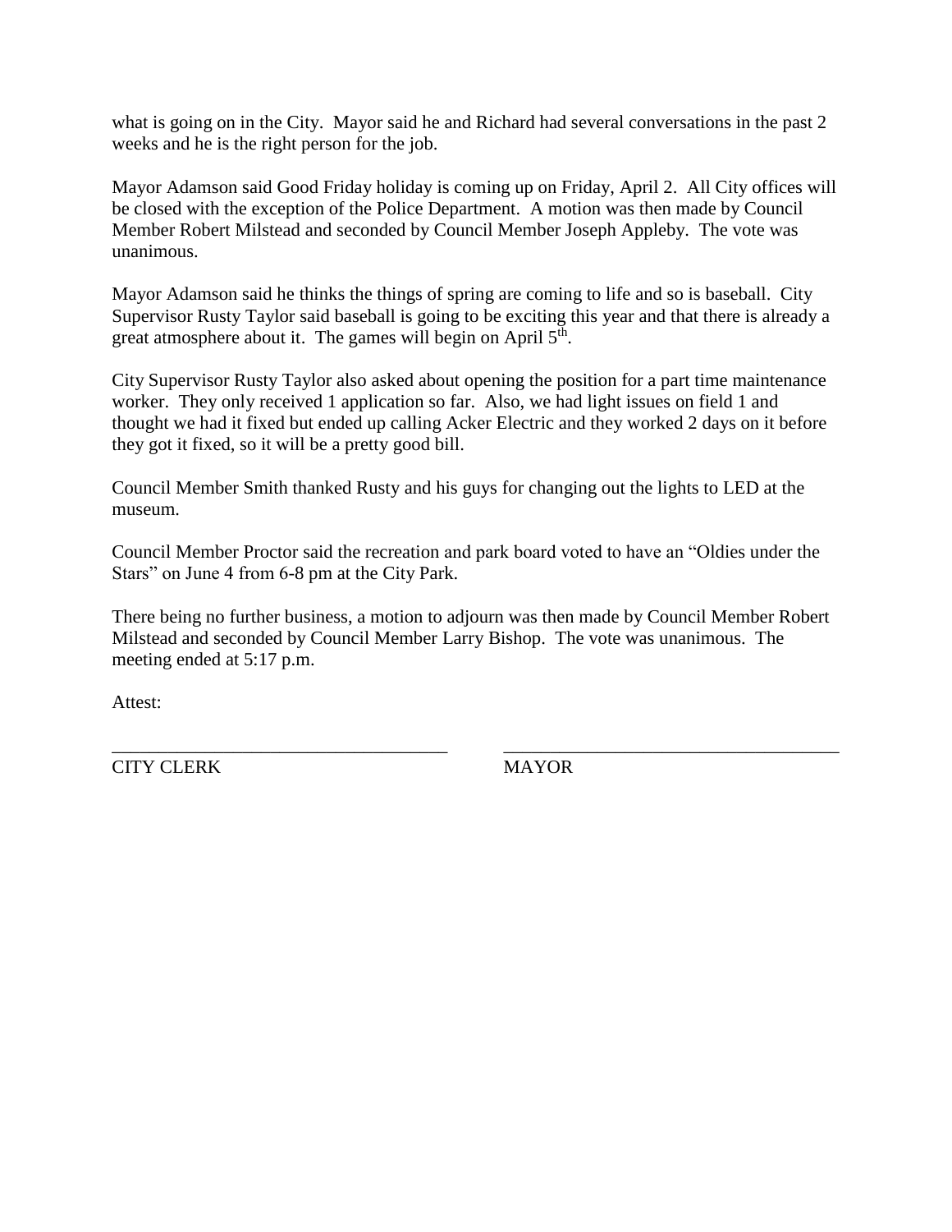what is going on in the City. Mayor said he and Richard had several conversations in the past 2 weeks and he is the right person for the job.

Mayor Adamson said Good Friday holiday is coming up on Friday, April 2. All City offices will be closed with the exception of the Police Department. A motion was then made by Council Member Robert Milstead and seconded by Council Member Joseph Appleby. The vote was unanimous.

Mayor Adamson said he thinks the things of spring are coming to life and so is baseball. City Supervisor Rusty Taylor said baseball is going to be exciting this year and that there is already a great atmosphere about it. The games will begin on April 5th.

City Supervisor Rusty Taylor also asked about opening the position for a part time maintenance worker. They only received 1 application so far. Also, we had light issues on field 1 and thought we had it fixed but ended up calling Acker Electric and they worked 2 days on it before they got it fixed, so it will be a pretty good bill.

Council Member Smith thanked Rusty and his guys for changing out the lights to LED at the museum.

Council Member Proctor said the recreation and park board voted to have an "Oldies under the Stars" on June 4 from 6-8 pm at the City Park.

There being no further business, a motion to adjourn was then made by Council Member Robert Milstead and seconded by Council Member Larry Bishop. The vote was unanimous. The meeting ended at 5:17 p.m.

Attest:

_____________________________________ _____________________________________

CITY CLERK MAYOR